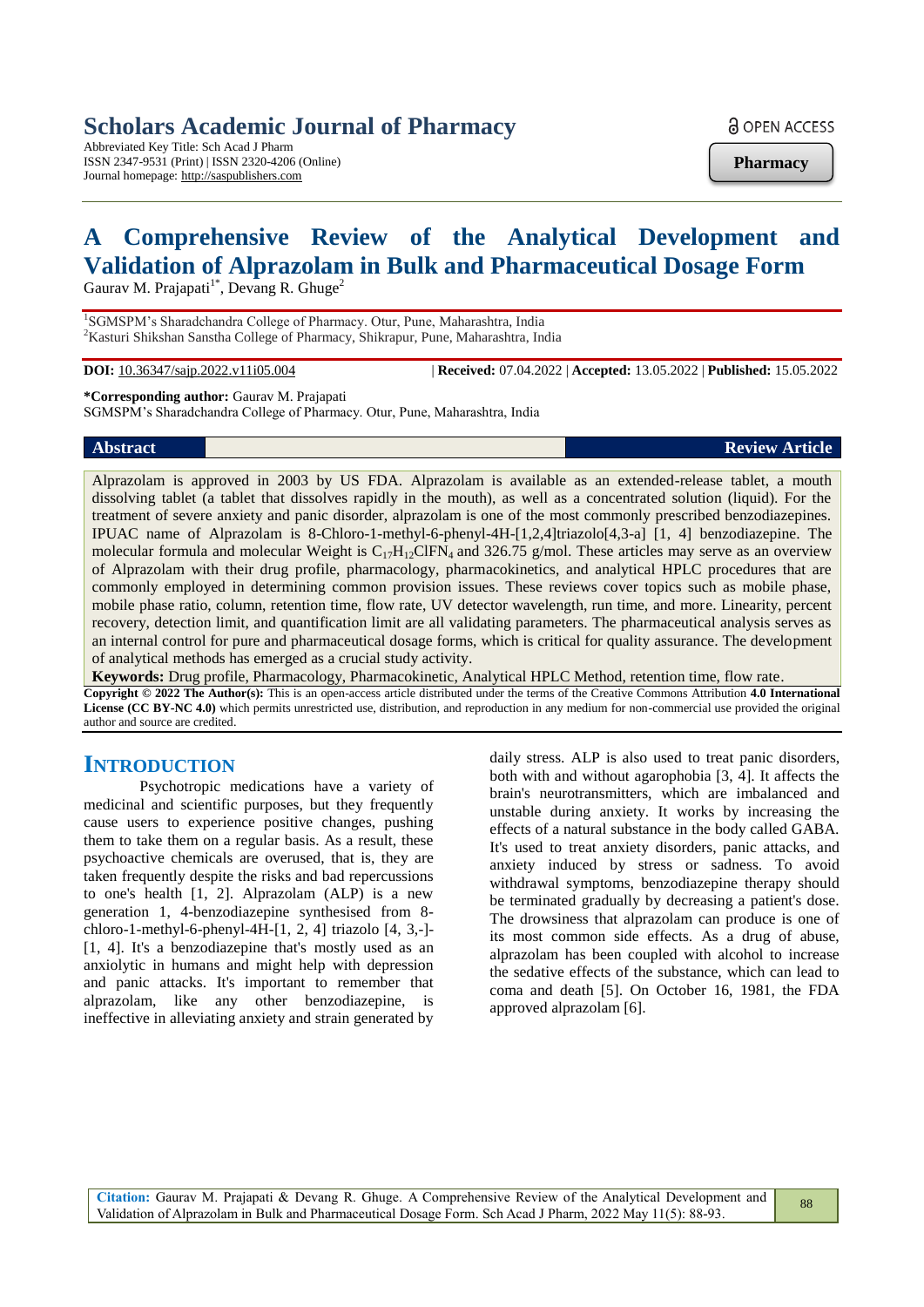# Scholars Academic Journal of Pharmacy

Abbreviated Key Title: Sch Acad J Pharm
ISSN 2347-9531 (Print) | ISSN 2320-4206 (Online)
Journal homepage: http://saspublishers.com

OPEN ACCESS

**Pharmacy**

# A Comprehensive Review of the Analytical Development and Validation of Alprazolam in Bulk and Pharmaceutical Dosage Form

Gaurav M. Prajapati[1*], Devang R. Ghuge[2]

[1]SGMSPM's Sharadchandra College of Pharmacy. Otur, Pune, Maharashtra, India
[2]Kasturi Shikshan Sanstha College of Pharmacy, Shikrapur, Pune, Maharashtra, India

**DOI:** 10.36347/sajp.2022.v11i05.004 | **Received:** 07.04.2022 | **Accepted:** 13.05.2022 | **Published:** 15.05.2022

**\*Corresponding author:** Gaurav M. Prajapati
SGMSPM's Sharadchandra College of Pharmacy. Otur, Pune, Maharashtra, India

**Abstract** **Review Article**

Alprazolam is approved in 2003 by US FDA. Alprazolam is available as an extended-release tablet, a mouth dissolving tablet (a tablet that dissolves rapidly in the mouth), as well as a concentrated solution (liquid). For the treatment of severe anxiety and panic disorder, alprazolam is one of the most commonly prescribed benzodiazepines. IPUAC name of Alprazolam is 8-Chloro-1-methyl-6-phenyl-4H-[1,2,4]triazolo[4,3-a] [1, 4] benzodiazepine. The molecular formula and molecular Weight is $C_{17}H_{12}ClFN_4$ and 326.75 g/mol. These articles may serve as an overview of Alprazolam with their drug profile, pharmacology, pharmacokinetics, and analytical HPLC procedures that are commonly employed in determining common provision issues. These reviews cover topics such as mobile phase, mobile phase ratio, column, retention time, flow rate, UV detector wavelength, run time, and more. Linearity, percent recovery, detection limit, and quantification limit are all validating parameters. The pharmaceutical analysis serves as an internal control for pure and pharmaceutical dosage forms, which is critical for quality assurance. The development of analytical methods has emerged as a crucial study activity.

**Keywords:** Drug profile, Pharmacology, Pharmacokinetic, Analytical HPLC Method, retention time, flow rate.

**Copyright © 2022 The Author(s):** This is an open-access article distributed under the terms of the Creative Commons Attribution **4.0 International License (CC BY-NC 4.0)** which permits unrestricted use, distribution, and reproduction in any medium for non-commercial use provided the original author and source are credited.

## INTRODUCTION

Psychotropic medications have a variety of medicinal and scientific purposes, but they frequently cause users to experience positive changes, pushing them to take them on a regular basis. As a result, these psychoactive chemicals are overused, that is, they are taken frequently despite the risks and bad repercussions to one's health [1, 2]. Alprazolam (ALP) is a new generation 1, 4-benzodiazepine synthesised from 8-chloro-1-methyl-6-phenyl-4H-[1, 2, 4] triazolo [4, 3,-]-[1, 4]. It's a benzodiazepine that's mostly used as an anxiolytic in humans and might help with depression and panic attacks. It's important to remember that alprazolam, like any other benzodiazepine, is ineffective in alleviating anxiety and strain generated by daily stress. ALP is also used to treat panic disorders, both with and without agarophobia [3, 4]. It affects the brain's neurotransmitters, which are imbalanced and unstable during anxiety. It works by increasing the effects of a natural substance in the body called GABA. It's used to treat anxiety disorders, panic attacks, and anxiety induced by stress or sadness. To avoid withdrawal symptoms, benzodiazepine therapy should be terminated gradually by decreasing a patient's dose. The drowsiness that alprazolam can produce is one of its most common side effects. As a drug of abuse, alprazolam has been coupled with alcohol to increase the sedative effects of the substance, which can lead to coma and death [5]. On October 16, 1981, the FDA approved alprazolam [6].

**Citation:** Gaurav M. Prajapati & Devang R. Ghuge. A Comprehensive Review of the Analytical Development and Validation of Alprazolam in Bulk and Pharmaceutical Dosage Form. Sch Acad J Pharm, 2022 May 11(5): 88-93.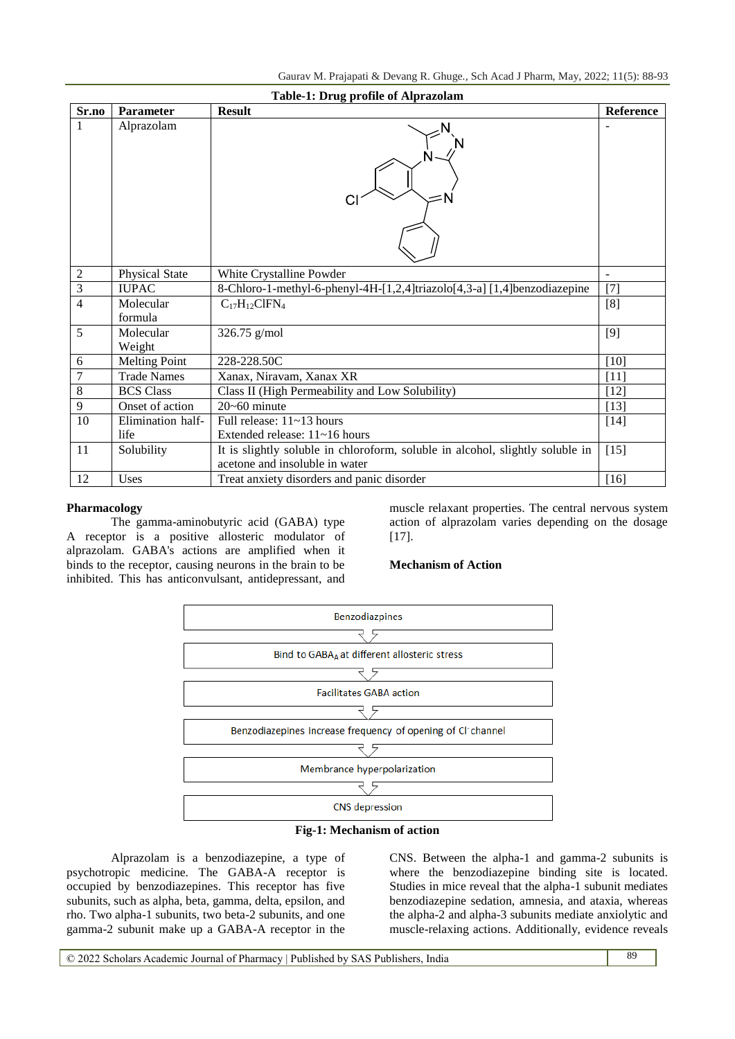**Table-1: Drug profile of Alprazolam**

| Sr.no | Parameter | Result | Reference |
|---|---|---|---|
| 1 | Alprazolam | | - |
| 2 | Physical State | White Crystalline Powder | - |
| 3 | IUPAC | 8-Chloro-1-methyl-6-phenyl-4H-[1,2,4]triazolo[4,3-a] [1,4]benzodiazepine | [7] |
| 4 | Molecular formula | $C_{17}H_{12}ClFN_4$ | [8] |
| 5 | Molecular Weight | 326.75 g/mol | [9] |
| 6 | Melting Point | 228-228.50C | [10] |
| 7 | Trade Names | Xanax, Niravam, Xanax XR | [11] |
| 8 | BCS Class | Class II (High Permeability and Low Solubility) | [12] |
| 9 | Onset of action | 20~60 minute | [13] |
| 10 | Elimination half-life | Full release: 11~13 hours<br>Extended release: 11~16 hours | [14] |
| 11 | Solubility | It is slightly soluble in chloroform, soluble in alcohol, slightly soluble in acetone and insoluble in water | [15] |
| 12 | Uses | Treat anxiety disorders and panic disorder | [16] |

**Pharmacology**

The gamma-aminobutyric acid (GABA) type A receptor is a positive allosteric modulator of alprazolam. GABA's actions are amplified when it binds to the receptor, causing neurons in the brain to be inhibited. This has anticonvulsant, antidepressant, and muscle relaxant properties. The central nervous system action of alprazolam varies depending on the dosage [17].

**Mechanism of Action**

Benzodiazpines

Bind to $GABA_A$ at different allosteric stress

Facilitates GABA action

Benzodiazepines increase frequency of opening of $Cl^-$ channel

Membrance hyperpolarization

CNS depression

**Fig-1: Mechanism of action**

Alprazolam is a benzodiazepine, a type of psychotropic medicine. The GABA-A receptor is occupied by benzodiazepines. This receptor has five subunits, such as alpha, beta, gamma, delta, epsilon, and rho. Two alpha-1 subunits, two beta-2 subunits, and one gamma-2 subunit make up a GABA-A receptor in the CNS. Between the alpha-1 and gamma-2 subunits is where the benzodiazepine binding site is located. Studies in mice reveal that the alpha-1 subunit mediates benzodiazepine sedation, amnesia, and ataxia, whereas the alpha-2 and alpha-3 subunits mediate anxiolytic and muscle-relaxing actions. Additionally, evidence reveals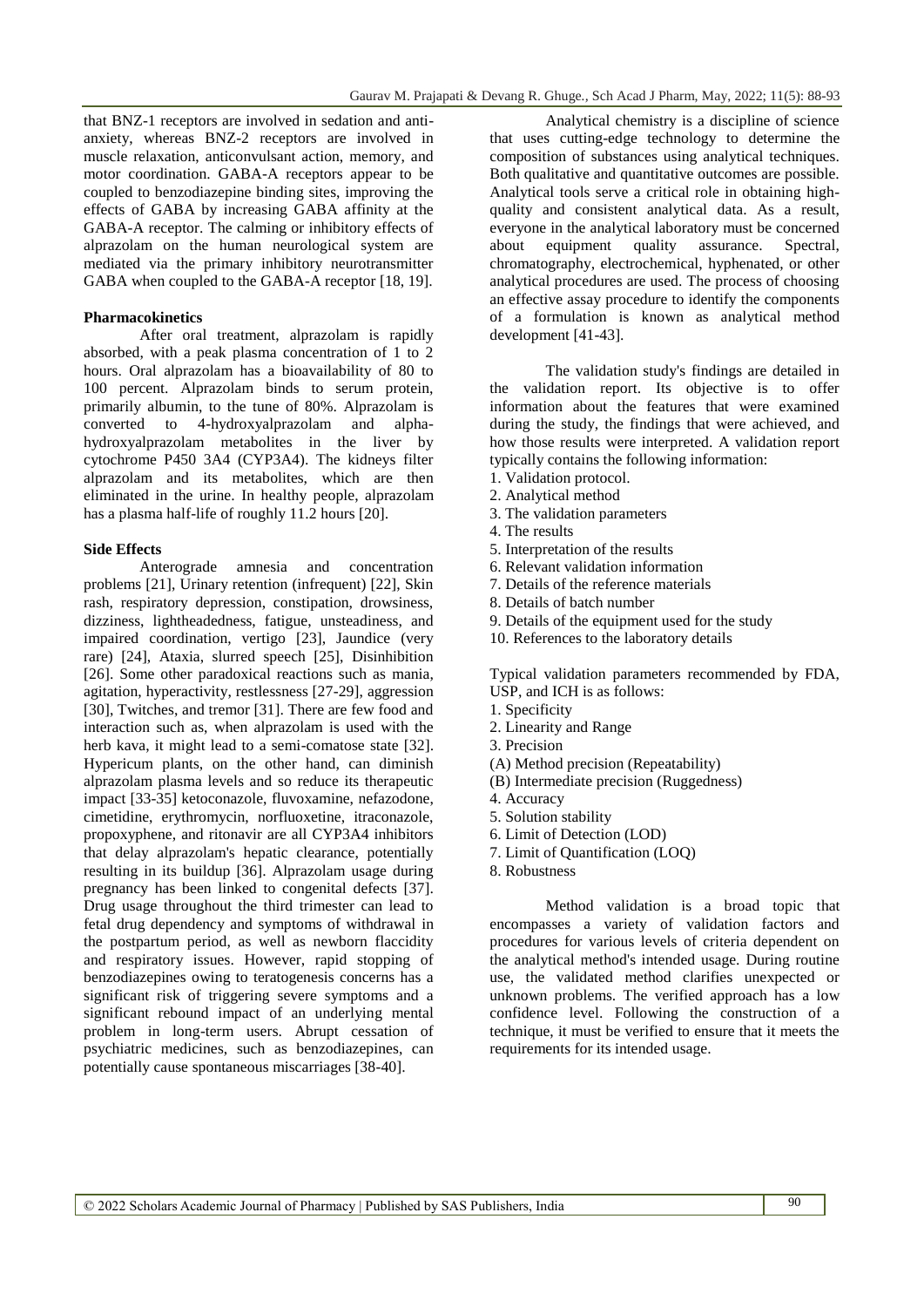that BNZ-1 receptors are involved in sedation and anti-anxiety, whereas BNZ-2 receptors are involved in muscle relaxation, anticonvulsant action, memory, and motor coordination. GABA-A receptors appear to be coupled to benzodiazepine binding sites, improving the effects of GABA by increasing GABA affinity at the GABA-A receptor. The calming or inhibitory effects of alprazolam on the human neurological system are mediated via the primary inhibitory neurotransmitter GABA when coupled to the GABA-A receptor [18, 19].

**Pharmacokinetics**

After oral treatment, alprazolam is rapidly absorbed, with a peak plasma concentration of 1 to 2 hours. Oral alprazolam has a bioavailability of 80 to 100 percent. Alprazolam binds to serum protein, primarily albumin, to the tune of 80%. Alprazolam is converted to 4-hydroxyalprazolam and alpha-hydroxyalprazolam metabolites in the liver by cytochrome P450 3A4 (CYP3A4). The kidneys filter alprazolam and its metabolites, which are then eliminated in the urine. In healthy people, alprazolam has a plasma half-life of roughly 11.2 hours [20].

**Side Effects**

Anterograde amnesia and concentration problems [21], Urinary retention (infrequent) [22], Skin rash, respiratory depression, constipation, drowsiness, dizziness, lightheadedness, fatigue, unsteadiness, and impaired coordination, vertigo [23], Jaundice (very rare) [24], Ataxia, slurred speech [25], Disinhibition [26]. Some other paradoxical reactions such as mania, agitation, hyperactivity, restlessness [27-29], aggression [30], Twitches, and tremor [31]. There are few food and interaction such as, when alprazolam is used with the herb kava, it might lead to a semi-comatose state [32]. Hypericum plants, on the other hand, can diminish alprazolam plasma levels and so reduce its therapeutic impact [33-35] ketoconazole, fluvoxamine, nefazodone, cimetidine, erythromycin, norfluoxetine, itraconazole, propoxyphene, and ritonavir are all CYP3A4 inhibitors that delay alprazolam's hepatic clearance, potentially resulting in its buildup [36]. Alprazolam usage during pregnancy has been linked to congenital defects [37]. Drug usage throughout the third trimester can lead to fetal drug dependency and symptoms of withdrawal in the postpartum period, as well as newborn flaccidity and respiratory issues. However, rapid stopping of benzodiazepines owing to teratogenesis concerns has a significant risk of triggering severe symptoms and a significant rebound impact of an underlying mental problem in long-term users. Abrupt cessation of psychiatric medicines, such as benzodiazepines, can potentially cause spontaneous miscarriages [38-40].

Analytical chemistry is a discipline of science that uses cutting-edge technology to determine the composition of substances using analytical techniques. Both qualitative and quantitative outcomes are possible. Analytical tools serve a critical role in obtaining high-quality and consistent analytical data. As a result, everyone in the analytical laboratory must be concerned about equipment quality assurance. Spectral, chromatography, electrochemical, hyphenated, or other analytical procedures are used. The process of choosing an effective assay procedure to identify the components of a formulation is known as analytical method development [41-43].

The validation study's findings are detailed in the validation report. Its objective is to offer information about the features that were examined during the study, the findings that were achieved, and how those results were interpreted. A validation report typically contains the following information:

1. Validation protocol.
2. Analytical method
3. The validation parameters
4. The results
5. Interpretation of the results
6. Relevant validation information
7. Details of the reference materials
8. Details of batch number
9. Details of the equipment used for the study
10. References to the laboratory details

Typical validation parameters recommended by FDA, USP, and ICH is as follows:

1. Specificity
2. Linearity and Range
3. Precision
(A) Method precision (Repeatability)
(B) Intermediate precision (Ruggedness)
4. Accuracy
5. Solution stability
6. Limit of Detection (LOD)
7. Limit of Quantification (LOQ)
8. Robustness

Method validation is a broad topic that encompasses a variety of validation factors and procedures for various levels of criteria dependent on the analytical method's intended usage. During routine use, the validated method clarifies unexpected or unknown problems. The verified approach has a low confidence level. Following the construction of a technique, it must be verified to ensure that it meets the requirements for its intended usage.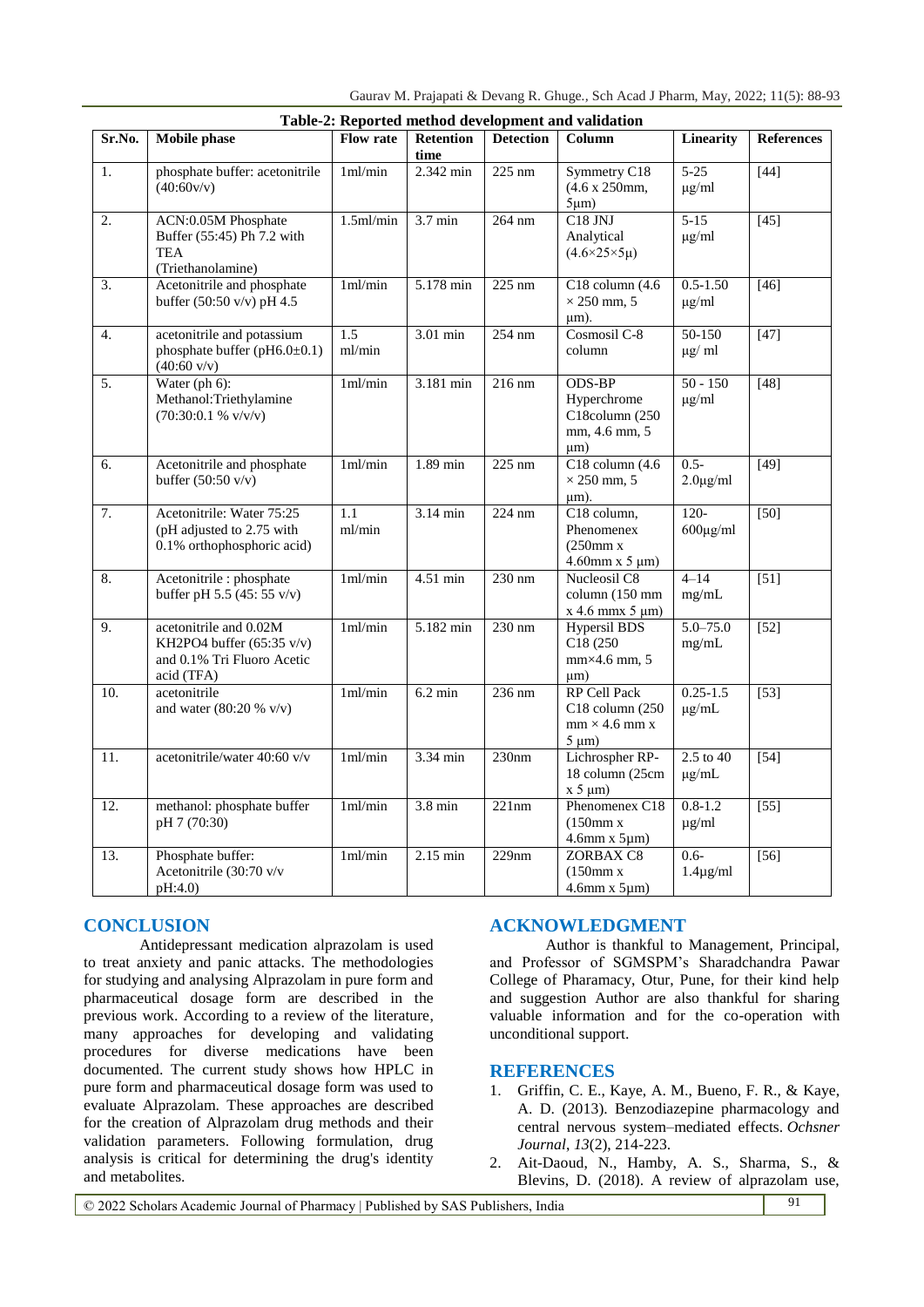**Table-2: Reported method development and validation**

| Sr.No. | Mobile phase | Flow rate | Retention time | Detection | Column | Linearity | References |
|---|---|---|---|---|---|---|---|
| 1. | phosphate buffer: acetonitrile (40:60v/v) | 1ml/min | 2.342 min | 225 nm | Symmetry C18 (4.6 x 250mm, 5μm) | 5-25 μg/ml | [44] |
| 2. | ACN:0.05M Phosphate Buffer (55:45) Ph 7.2 with TEA (Triethanolamine) | 1.5ml/min | 3.7 min | 264 nm | C18 JNJ Analytical (4.6×25×5μ) | 5-15 μg/ml | [45] |
| 3. | Acetonitrile and phosphate buffer (50:50 v/v) pH 4.5 | 1ml/min | 5.178 min | 225 nm | C18 column (4.6 × 250 mm, 5 μm). | 0.5-1.50 μg/ml | [46] |
| 4. | acetonitrile and potassium phosphate buffer (pH6.0±0.1) (40:60 v/v) | 1.5 ml/min | 3.01 min | 254 nm | Cosmosil C-8 column | 50-150 μg/ ml | [47] |
| 5. | Water (ph 6): Methanol:Triethylamine (70:30:0.1 % v/v/v) | 1ml/min | 3.181 min | 216 nm | ODS-BP Hyperchrome C18column (250 mm, 4.6 mm, 5 μm) | 50 - 150 μg/ml | [48] |
| 6. | Acetonitrile and phosphate buffer (50:50 v/v) | 1ml/min | 1.89 min | 225 nm | C18 column (4.6 × 250 mm, 5 μm). | 0.5-2.0μg/ml | [49] |
| 7. | Acetonitrile: Water 75:25 (pH adjusted to 2.75 with 0.1% orthophosphoric acid) | 1.1 ml/min | 3.14 min | 224 nm | C18 column, Phenomenex (250mm x 4.60mm x 5 μm) | 120-600μg/ml | [50] |
| 8. | Acetonitrile : phosphate buffer pH 5.5 (45: 55 v/v) | 1ml/min | 4.51 min | 230 nm | Nucleosil C8 column (150 mm x 4.6 mmx 5 μm) | 4–14 mg/mL | [51] |
| 9. | acetonitrile and 0.02M KH2PO4 buffer (65:35 v/v) and 0.1% Tri Fluoro Acetic acid (TFA) | 1ml/min | 5.182 min | 230 nm | Hypersil BDS C18 (250 mm×4.6 mm, 5 μm) | 5.0–75.0 mg/mL | [52] |
| 10. | acetonitrile and water (80:20 % v/v) | 1ml/min | 6.2 min | 236 nm | RP Cell Pack C18 column (250 mm × 4.6 mm x 5 μm) | 0.25-1.5 μg/mL | [53] |
| 11. | acetonitrile/water 40:60 v/v | 1ml/min | 3.34 min | 230nm | Lichrospher RP-18 column (25cm x 5 μm) | 2.5 to 40 μg/mL | [54] |
| 12. | methanol: phosphate buffer pH 7 (70:30) | 1ml/min | 3.8 min | 221nm | Phenomenex C18 (150mm x 4.6mm x 5μm) | 0.8-1.2 μg/ml | [55] |
| 13. | Phosphate buffer: Acetonitrile (30:70 v/v pH:4.0) | 1ml/min | 2.15 min | 229nm | ZORBAX C8 (150mm x 4.6mm x 5μm) | 0.6-1.4μg/ml | [56] |

## CONCLUSION

Antidepressant medication alprazolam is used to treat anxiety and panic attacks. The methodologies for studying and analysing Alprazolam in pure form and pharmaceutical dosage form are described in the previous work. According to a review of the literature, many approaches for developing and validating procedures for diverse medications have been documented. The current study shows how HPLC in pure form and pharmaceutical dosage form was used to evaluate Alprazolam. These approaches are described for the creation of Alprazolam drug methods and their validation parameters. Following formulation, drug analysis is critical for determining the drug's identity and metabolites.

## ACKNOWLEDGMENT

Author is thankful to Management, Principal, and Professor of SGMSPM's Sharadchandra Pawar College of Pharamacy, Otur, Pune, for their kind help and suggestion Author are also thankful for sharing valuable information and for the co-operation with unconditional support.

## REFERENCES

1. Griffin, C. E., Kaye, A. M., Bueno, F. R., & Kaye, A. D. (2013). Benzodiazepine pharmacology and central nervous system–mediated effects. *Ochsner Journal*, *13*(2), 214-223.
2. Ait-Daoud, N., Hamby, A. S., Sharma, S., & Blevins, D. (2018). A review of alprazolam use,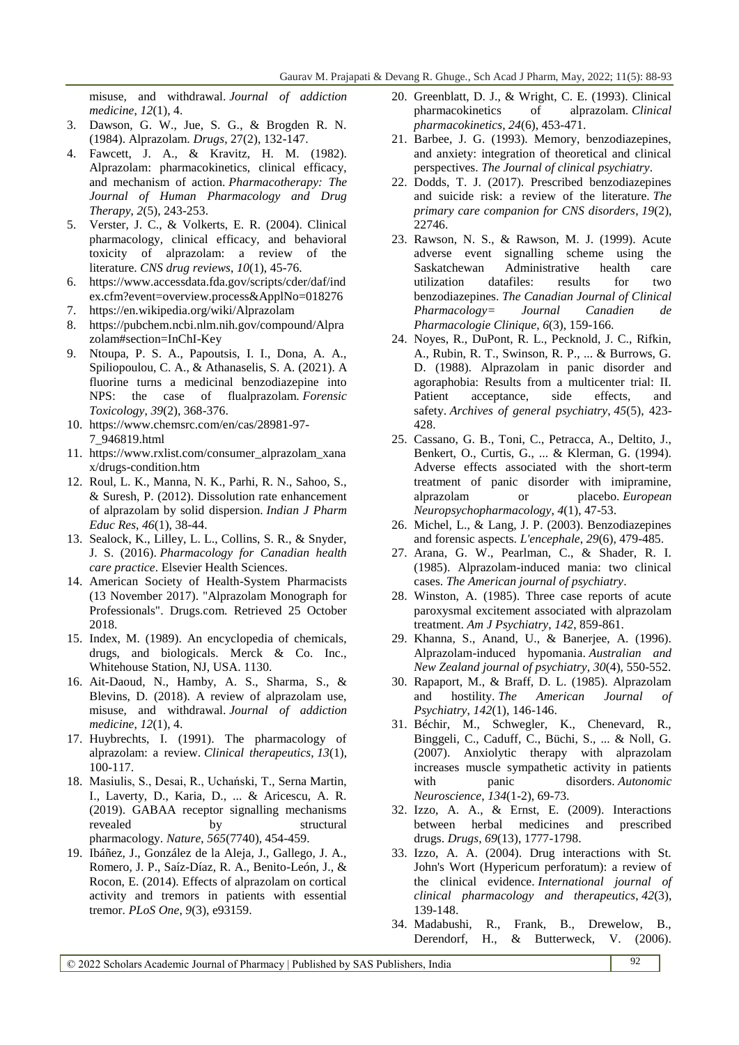misuse, and withdrawal. *Journal of addiction medicine*, *12*(1), 4.

3. Dawson, G. W., Jue, S. G., & Brogden R. N. (1984). Alprazolam. *Drugs*, 27(2), 132-147.
4. Fawcett, J. A., & Kravitz, H. M. (1982). Alprazolam: pharmacokinetics, clinical efficacy, and mechanism of action. *Pharmacotherapy: The Journal of Human Pharmacology and Drug Therapy*, *2*(5), 243-253.
5. Verster, J. C., & Volkerts, E. R. (2004). Clinical pharmacology, clinical efficacy, and behavioral toxicity of alprazolam: a review of the literature. *CNS drug reviews*, *10*(1), 45-76.
6. https://www.accessdata.fda.gov/scripts/cder/daf/index.cfm?event=overview.process&ApplNo=018276
7. https://en.wikipedia.org/wiki/Alprazolam
8. https://pubchem.ncbi.nlm.nih.gov/compound/Alprazolam#section=InChI-Key
9. Ntoupa, P. S. A., Papoutsis, I. I., Dona, A. A., Spiliopoulou, C. A., & Athanaselis, S. A. (2021). A fluorine turns a medicinal benzodiazepine into NPS: the case of flualprazolam. *Forensic Toxicology*, *39*(2), 368-376.
10. https://www.chemsrc.com/en/cas/28981-97-7_946819.html
11. https://www.rxlist.com/consumer_alprazolam_xanax/drugs-condition.htm
12. Roul, L. K., Manna, N. K., Parhi, R. N., Sahoo, S., & Suresh, P. (2012). Dissolution rate enhancement of alprazolam by solid dispersion. *Indian J Pharm Educ Res*, *46*(1), 38-44.
13. Sealock, K., Lilley, L. L., Collins, S. R., & Snyder, J. S. (2016). *Pharmacology for Canadian health care practice*. Elsevier Health Sciences.
14. American Society of Health-System Pharmacists (13 November 2017). "Alprazolam Monograph for Professionals". Drugs.com. Retrieved 25 October 2018.
15. Index, M. (1989). An encyclopedia of chemicals, drugs, and biologicals. Merck & Co. Inc., Whitehouse Station, NJ, USA. 1130.
16. Ait-Daoud, N., Hamby, A. S., Sharma, S., & Blevins, D. (2018). A review of alprazolam use, misuse, and withdrawal. *Journal of addiction medicine*, *12*(1), 4.
17. Huybrechts, I. (1991). The pharmacology of alprazolam: a review. *Clinical therapeutics*, *13*(1), 100-117.
18. Masiulis, S., Desai, R., Uchański, T., Serna Martin, I., Laverty, D., Karia, D., ... & Aricescu, A. R. (2019). GABAA receptor signalling mechanisms revealed by structural pharmacology. *Nature*, *565*(7740), 454-459.
19. Ibáñez, J., González de la Aleja, J., Gallego, J. A., Romero, J. P., Saíz-Díaz, R. A., Benito-León, J., & Rocon, E. (2014). Effects of alprazolam on cortical activity and tremors in patients with essential tremor. *PLoS One*, *9*(3), e93159.
20. Greenblatt, D. J., & Wright, C. E. (1993). Clinical pharmacokinetics of alprazolam. *Clinical pharmacokinetics*, *24*(6), 453-471.
21. Barbee, J. G. (1993). Memory, benzodiazepines, and anxiety: integration of theoretical and clinical perspectives. *The Journal of clinical psychiatry*.
22. Dodds, T. J. (2017). Prescribed benzodiazepines and suicide risk: a review of the literature. *The primary care companion for CNS disorders*, *19*(2), 22746.
23. Rawson, N. S., & Rawson, M. J. (1999). Acute adverse event signalling scheme using the Saskatchewan Administrative health care utilization datafiles: results for two benzodiazepines. *The Canadian Journal of Clinical Pharmacology= Journal Canadien de Pharmacologie Clinique*, *6*(3), 159-166.
24. Noyes, R., DuPont, R. L., Pecknold, J. C., Rifkin, A., Rubin, R. T., Swinson, R. P., ... & Burrows, G. D. (1988). Alprazolam in panic disorder and agoraphobia: Results from a multicenter trial: II. Patient acceptance, side effects, and safety. *Archives of general psychiatry*, *45*(5), 423-428.
25. Cassano, G. B., Toni, C., Petracca, A., Deltito, J., Benkert, O., Curtis, G., ... & Klerman, G. (1994). Adverse effects associated with the short-term treatment of panic disorder with imipramine, alprazolam or placebo. *European Neuropsychopharmacology*, *4*(1), 47-53.
26. Michel, L., & Lang, J. P. (2003). Benzodiazepines and forensic aspects. *L'encephale*, *29*(6), 479-485.
27. Arana, G. W., Pearlman, C., & Shader, R. I. (1985). Alprazolam-induced mania: two clinical cases. *The American journal of psychiatry*.
28. Winston, A. (1985). Three case reports of acute paroxysmal excitement associated with alprazolam treatment. *Am J Psychiatry*, *142*, 859-861.
29. Khanna, S., Anand, U., & Banerjee, A. (1996). Alprazolam-induced hypomania. *Australian and New Zealand journal of psychiatry*, *30*(4), 550-552.
30. Rapaport, M., & Braff, D. L. (1985). Alprazolam and hostility. *The American Journal of Psychiatry*, *142*(1), 146-146.
31. Béchir, M., Schwegler, K., Chenevard, R., Binggeli, C., Caduff, C., Büchi, S., ... & Noll, G. (2007). Anxiolytic therapy with alprazolam increases muscle sympathetic activity in patients with panic disorders. *Autonomic Neuroscience*, *134*(1-2), 69-73.
32. Izzo, A. A., & Ernst, E. (2009). Interactions between herbal medicines and prescribed drugs. *Drugs*, *69*(13), 1777-1798.
33. Izzo, A. A. (2004). Drug interactions with St. John's Wort (Hypericum perforatum): a review of the clinical evidence. *International journal of clinical pharmacology and therapeutics*, *42*(3), 139-148.
34. Madabushi, R., Frank, B., Drewelow, B., Derendorf, H., & Butterweck, V. (2006).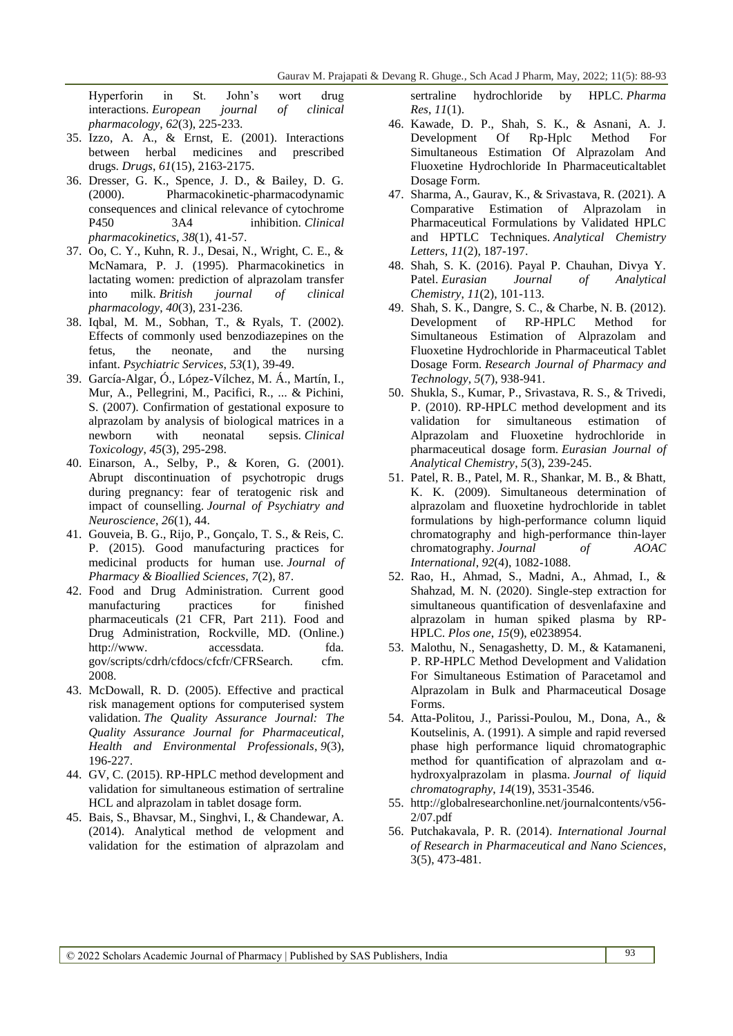Hyperforin in St. John's wort drug interactions. *European journal of clinical pharmacology*, *62*(3), 225-233.

35. Izzo, A. A., & Ernst, E. (2001). Interactions between herbal medicines and prescribed drugs. *Drugs*, *61*(15), 2163-2175.
36. Dresser, G. K., Spence, J. D., & Bailey, D. G. (2000). Pharmacokinetic-pharmacodynamic consequences and clinical relevance of cytochrome P450 3A4 inhibition. *Clinical pharmacokinetics*, *38*(1), 41-57.
37. Oo, C. Y., Kuhn, R. J., Desai, N., Wright, C. E., & McNamara, P. J. (1995). Pharmacokinetics in lactating women: prediction of alprazolam transfer into milk. *British journal of clinical pharmacology*, *40*(3), 231-236.
38. Iqbal, M. M., Sobhan, T., & Ryals, T. (2002). Effects of commonly used benzodiazepines on the fetus, the neonate, and the nursing infant. *Psychiatric Services*, *53*(1), 39-49.
39. García-Algar, Ó., López-Vílchez, M. Á., Martín, I., Mur, A., Pellegrini, M., Pacifici, R., ... & Pichini, S. (2007). Confirmation of gestational exposure to alprazolam by analysis of biological matrices in a newborn with neonatal sepsis. *Clinical Toxicology*, *45*(3), 295-298.
40. Einarson, A., Selby, P., & Koren, G. (2001). Abrupt discontinuation of psychotropic drugs during pregnancy: fear of teratogenic risk and impact of counselling. *Journal of Psychiatry and Neuroscience*, *26*(1), 44.
41. Gouveia, B. G., Rijo, P., Gonçalo, T. S., & Reis, C. P. (2015). Good manufacturing practices for medicinal products for human use. *Journal of Pharmacy & Bioallied Sciences*, *7*(2), 87.
42. Food and Drug Administration. Current good manufacturing practices for finished pharmaceuticals (21 CFR, Part 211). Food and Drug Administration, Rockville, MD. (Online.) http://www. accessdata. fda. gov/scripts/cdrh/cfdocs/cfcfr/CFRSearch. cfm. 2008.
43. McDowall, R. D. (2005). Effective and practical risk management options for computerised system validation. *The Quality Assurance Journal: The Quality Assurance Journal for Pharmaceutical, Health and Environmental Professionals*, *9*(3), 196-227.
44. GV, C. (2015). RP-HPLC method development and validation for simultaneous estimation of sertraline HCL and alprazolam in tablet dosage form.
45. Bais, S., Bhavsar, M., Singhvi, I., & Chandewar, A. (2014). Analytical method de velopment and validation for the estimation of alprazolam and sertraline hydrochloride by HPLC. *Pharma Res*, *11*(1).
46. Kawade, D. P., Shah, S. K., & Asnani, A. J. Development Of Rp-Hplc Method For Simultaneous Estimation Of Alprazolam And Fluoxetine Hydrochloride In Pharmaceuticaltablet Dosage Form.
47. Sharma, A., Gaurav, K., & Srivastava, R. (2021). A Comparative Estimation of Alprazolam in Pharmaceutical Formulations by Validated HPLC and HPTLC Techniques. *Analytical Chemistry Letters*, *11*(2), 187-197.
48. Shah, S. K. (2016). Payal P. Chauhan, Divya Y. Patel. *Eurasian Journal of Analytical Chemistry*, *11*(2), 101-113.
49. Shah, S. K., Dangre, S. C., & Charbe, N. B. (2012). Development of RP-HPLC Method for Simultaneous Estimation of Alprazolam and Fluoxetine Hydrochloride in Pharmaceutical Tablet Dosage Form. *Research Journal of Pharmacy and Technology*, *5*(7), 938-941.
50. Shukla, S., Kumar, P., Srivastava, R. S., & Trivedi, P. (2010). RP-HPLC method development and its validation for simultaneous estimation of Alprazolam and Fluoxetine hydrochloride in pharmaceutical dosage form. *Eurasian Journal of Analytical Chemistry*, *5*(3), 239-245.
51. Patel, R. B., Patel, M. R., Shankar, M. B., & Bhatt, K. K. (2009). Simultaneous determination of alprazolam and fluoxetine hydrochloride in tablet formulations by high-performance column liquid chromatography and high-performance thin-layer chromatography. *Journal of AOAC International*, *92*(4), 1082-1088.
52. Rao, H., Ahmad, S., Madni, A., Ahmad, I., & Shahzad, M. N. (2020). Single-step extraction for simultaneous quantification of desvenlafaxine and alprazolam in human spiked plasma by RP-HPLC. *Plos one*, *15*(9), e0238954.
53. Malothu, N., Senagashetty, D. M., & Katamaneni, P. RP-HPLC Method Development and Validation For Simultaneous Estimation of Paracetamol and Alprazolam in Bulk and Pharmaceutical Dosage Forms.
54. Atta-Politou, J., Parissi-Poulou, M., Dona, A., & Koutselinis, A. (1991). A simple and rapid reversed phase high performance liquid chromatographic method for quantification of alprazolam and α-hydroxyalprazolam in plasma. *Journal of liquid chromatography*, *14*(19), 3531-3546.
55. http://globalresearchonline.net/journalcontents/v56-2/07.pdf
56. Putchakavala, P. R. (2014). *International Journal of Research in Pharmaceutical and Nano Sciences*, 3(5), 473-481.